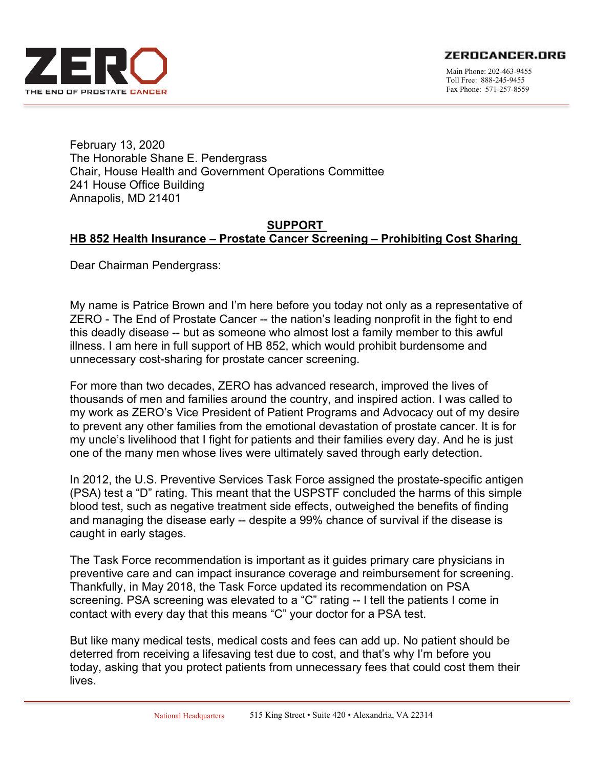**ZERO**
THE END OF PROSTATE CANCER

ZEROCANCER.ORG

Main Phone: 202-463-9455
Toll Free: 888-245-9455
Fax Phone: 571-257-8559

February 13, 2020
The Honorable Shane E. Pendergrass
Chair, House Health and Government Operations Committee
241 House Office Building
Annapolis, MD 21401

**SUPPORT**
**HB 852 Health Insurance – Prostate Cancer Screening – Prohibiting Cost Sharing**

Dear Chairman Pendergrass:

My name is Patrice Brown and I'm here before you today not only as a representative of ZERO - The End of Prostate Cancer -- the nation's leading nonprofit in the fight to end this deadly disease -- but as someone who almost lost a family member to this awful illness. I am here in full support of HB 852, which would prohibit burdensome and unnecessary cost-sharing for prostate cancer screening.

For more than two decades, ZERO has advanced research, improved the lives of thousands of men and families around the country, and inspired action. I was called to my work as ZERO's Vice President of Patient Programs and Advocacy out of my desire to prevent any other families from the emotional devastation of prostate cancer. It is for my uncle's livelihood that I fight for patients and their families every day. And he is just one of the many men whose lives were ultimately saved through early detection.

In 2012, the U.S. Preventive Services Task Force assigned the prostate-specific antigen (PSA) test a "D" rating. This meant that the USPSTF concluded the harms of this simple blood test, such as negative treatment side effects, outweighed the benefits of finding and managing the disease early -- despite a 99% chance of survival if the disease is caught in early stages.

The Task Force recommendation is important as it guides primary care physicians in preventive care and can impact insurance coverage and reimbursement for screening. Thankfully, in May 2018, the Task Force updated its recommendation on PSA screening. PSA screening was elevated to a "C" rating -- I tell the patients I come in contact with every day that this means "C" your doctor for a PSA test.

But like many medical tests, medical costs and fees can add up. No patient should be deterred from receiving a lifesaving test due to cost, and that's why I'm before you today, asking that you protect patients from unnecessary fees that could cost them their lives.

National Headquarters 515 King Street • Suite 420 • Alexandria, VA 22314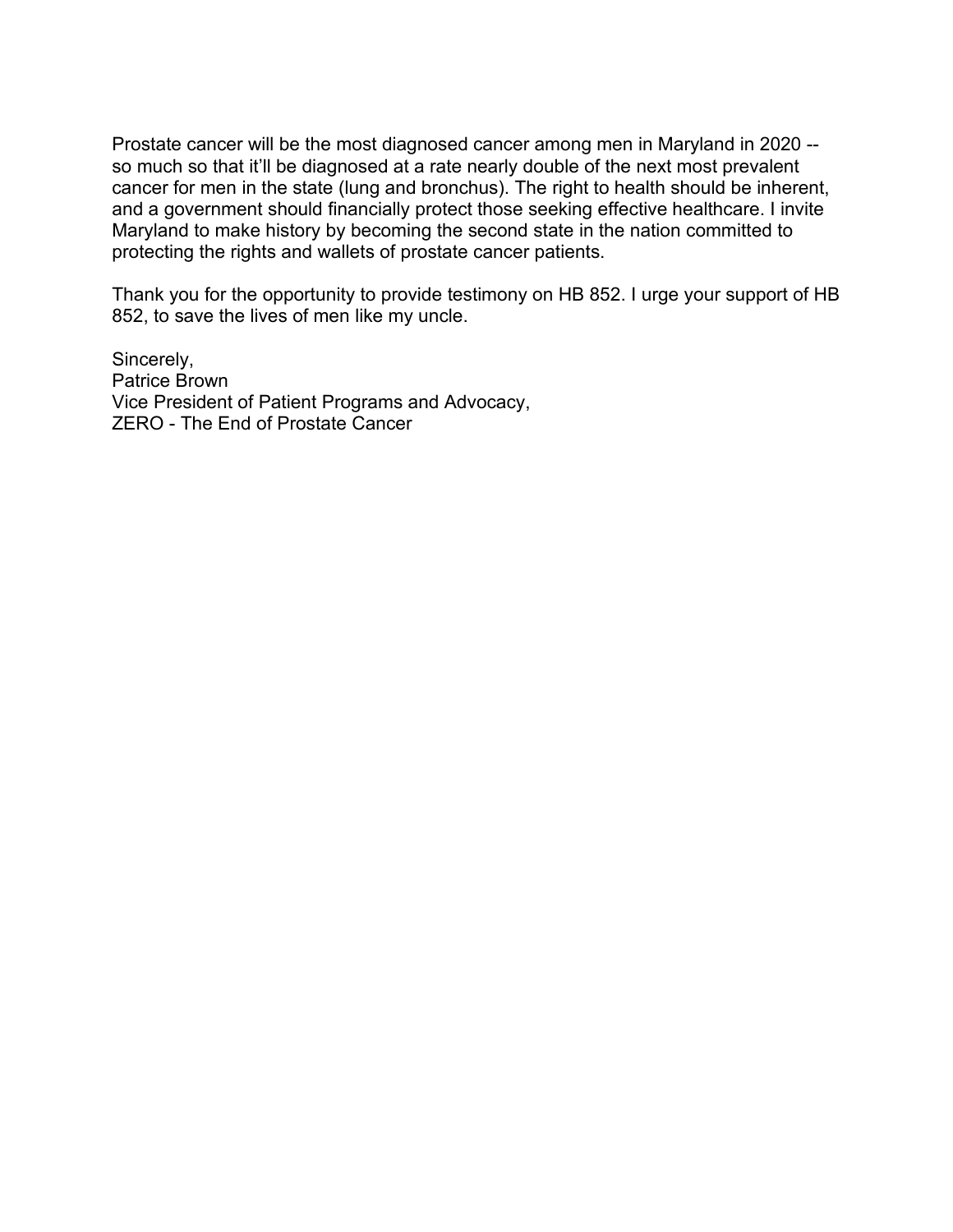Prostate cancer will be the most diagnosed cancer among men in Maryland in 2020 -- so much so that it'll be diagnosed at a rate nearly double of the next most prevalent cancer for men in the state (lung and bronchus). The right to health should be inherent, and a government should financially protect those seeking effective healthcare. I invite Maryland to make history by becoming the second state in the nation committed to protecting the rights and wallets of prostate cancer patients.

Thank you for the opportunity to provide testimony on HB 852. I urge your support of HB 852, to save the lives of men like my uncle.

Sincerely,
Patrice Brown
Vice President of Patient Programs and Advocacy,
ZERO - The End of Prostate Cancer